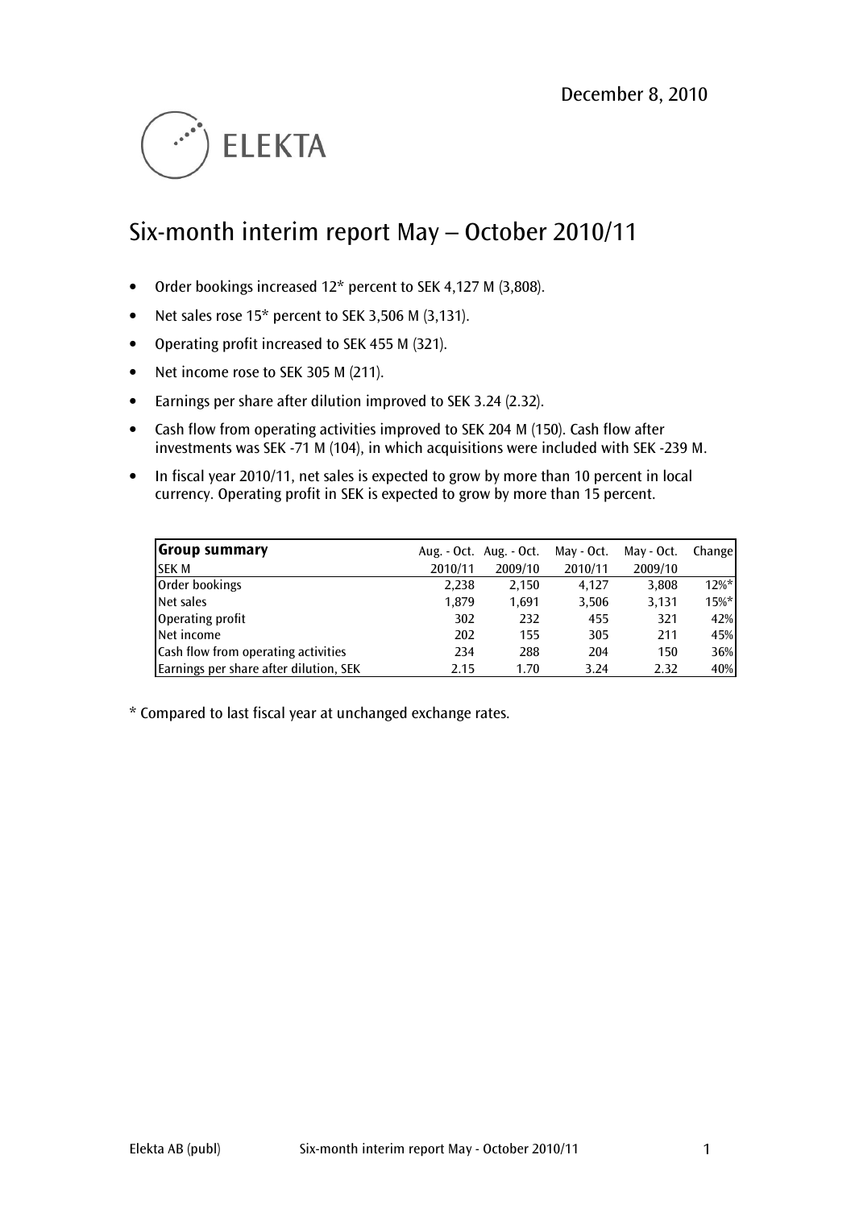December 8, 2010

ELEKTA

# Six-month interim report May – October 2010/11

- Order bookings increased 12* percent to SEK 4,127 M (3,808).
- Net sales rose 15* percent to SEK 3,506 M (3,131).
- Operating profit increased to SEK 455 M (321).
- Net income rose to SEK 305 M (211).
- Earnings per share after dilution improved to SEK 3.24 (2.32).
- Cash flow from operating activities improved to SEK 204 M (150). Cash flow after investments was SEK -71 M (104), in which acquisitions were included with SEK -239 M.
- In fiscal year 2010/11, net sales is expected to grow by more than 10 percent in local currency. Operating profit in SEK is expected to grow by more than 15 percent.

| **Group summary** | Aug. - Oct. | Aug. - Oct. | May - Oct. | May - Oct. | Change |
|---|---|---|---|---|---|
| SEK M | 2010/11 | 2009/10 | 2010/11 | 2009/10 | |
| Order bookings | 2,238 | 2,150 | 4,127 | 3,808 | 12%* |
| Net sales | 1,879 | 1,691 | 3,506 | 3,131 | 15%* |
| Operating profit | 302 | 232 | 455 | 321 | 42% |
| Net income | 202 | 155 | 305 | 211 | 45% |
| Cash flow from operating activities | 234 | 288 | 204 | 150 | 36% |
| Earnings per share after dilution, SEK | 2.15 | 1.70 | 3.24 | 2.32 | 40% |

* Compared to last fiscal year at unchanged exchange rates.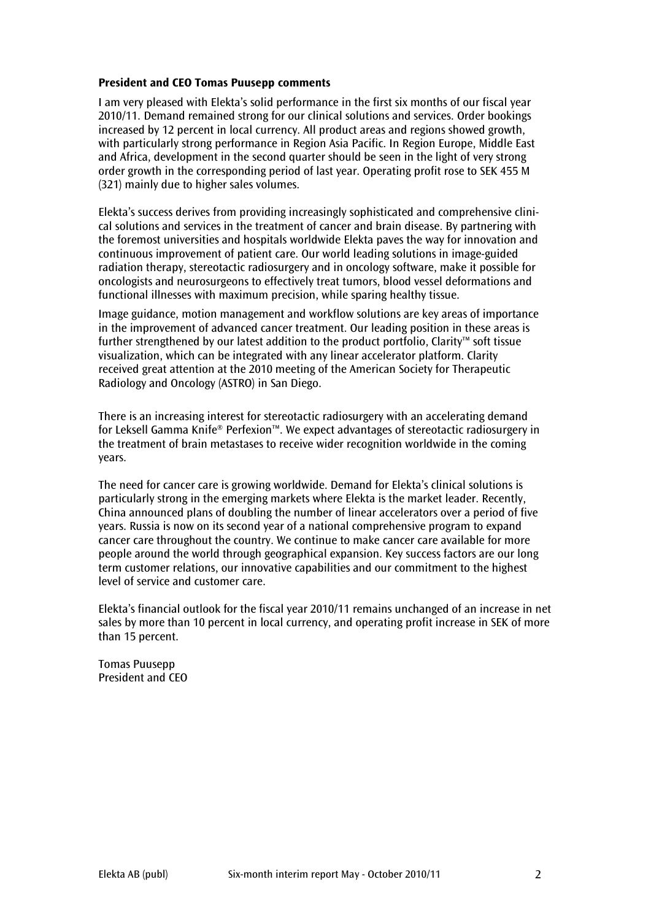**President and CEO Tomas Puusepp comments**

I am very pleased with Elekta's solid performance in the first six months of our fiscal year 2010/11. Demand remained strong for our clinical solutions and services. Order bookings increased by 12 percent in local currency. All product areas and regions showed growth, with particularly strong performance in Region Asia Pacific. In Region Europe, Middle East and Africa, development in the second quarter should be seen in the light of very strong order growth in the corresponding period of last year. Operating profit rose to SEK 455 M (321) mainly due to higher sales volumes.

Elekta's success derives from providing increasingly sophisticated and comprehensive clinical solutions and services in the treatment of cancer and brain disease. By partnering with the foremost universities and hospitals worldwide Elekta paves the way for innovation and continuous improvement of patient care. Our world leading solutions in image-guided radiation therapy, stereotactic radiosurgery and in oncology software, make it possible for oncologists and neurosurgeons to effectively treat tumors, blood vessel deformations and functional illnesses with maximum precision, while sparing healthy tissue.

Image guidance, motion management and workflow solutions are key areas of importance in the improvement of advanced cancer treatment. Our leading position in these areas is further strengthened by our latest addition to the product portfolio, Clarity™ soft tissue visualization, which can be integrated with any linear accelerator platform. Clarity received great attention at the 2010 meeting of the American Society for Therapeutic Radiology and Oncology (ASTRO) in San Diego.

There is an increasing interest for stereotactic radiosurgery with an accelerating demand for Leksell Gamma Knife® Perfexion™. We expect advantages of stereotactic radiosurgery in the treatment of brain metastases to receive wider recognition worldwide in the coming years.

The need for cancer care is growing worldwide. Demand for Elekta's clinical solutions is particularly strong in the emerging markets where Elekta is the market leader. Recently, China announced plans of doubling the number of linear accelerators over a period of five years. Russia is now on its second year of a national comprehensive program to expand cancer care throughout the country. We continue to make cancer care available for more people around the world through geographical expansion. Key success factors are our long term customer relations, our innovative capabilities and our commitment to the highest level of service and customer care.

Elekta's financial outlook for the fiscal year 2010/11 remains unchanged of an increase in net sales by more than 10 percent in local currency, and operating profit increase in SEK of more than 15 percent.

Tomas Puusepp
President and CEO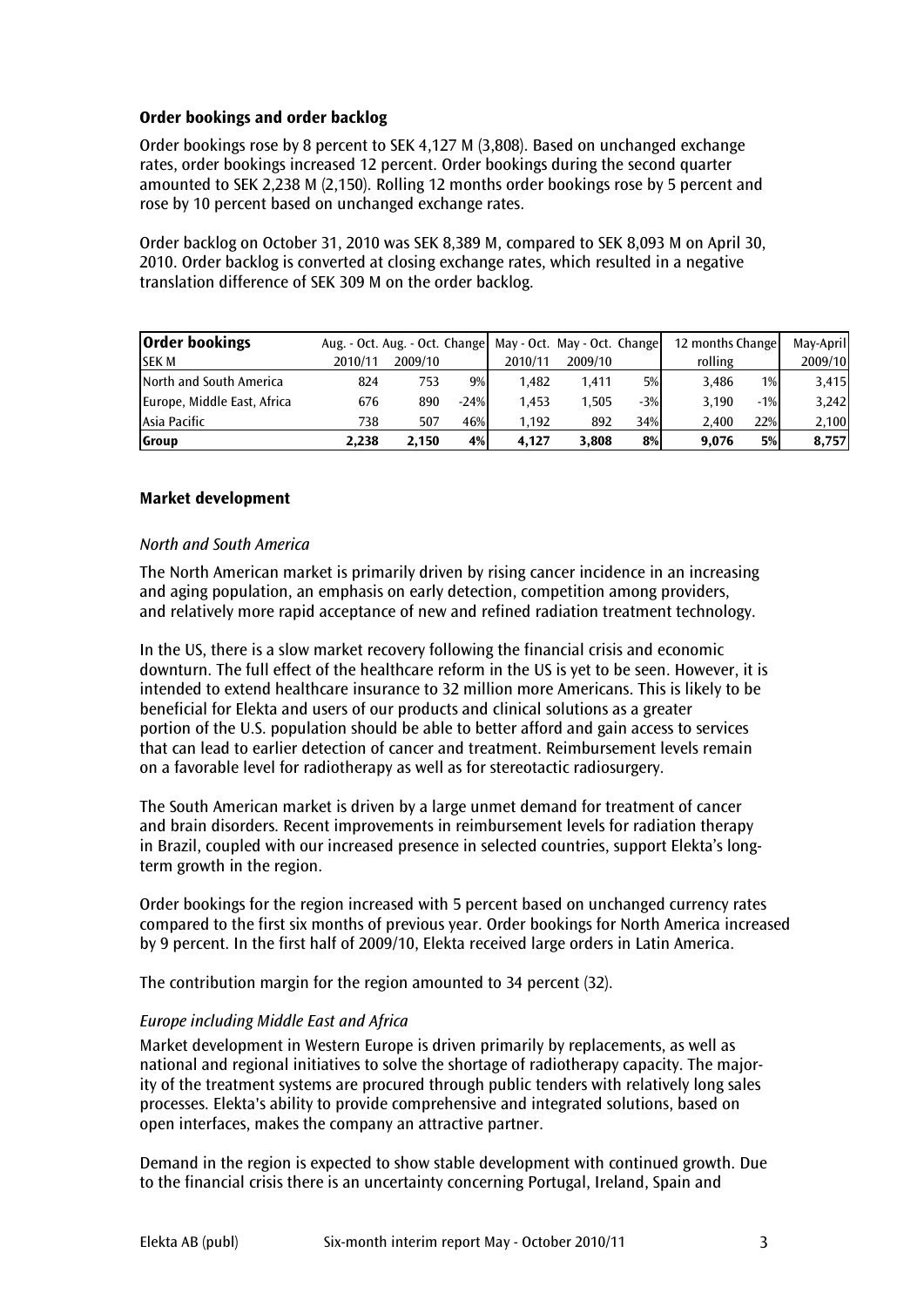### Order bookings and order backlog

Order bookings rose by 8 percent to SEK 4,127 M (3,808). Based on unchanged exchange rates, order bookings increased 12 percent. Order bookings during the second quarter amounted to SEK 2,238 M (2,150). Rolling 12 months order bookings rose by 5 percent and rose by 10 percent based on unchanged exchange rates.

Order backlog on October 31, 2010 was SEK 8,389 M, compared to SEK 8,093 M on April 30, 2010. Order backlog is converted at closing exchange rates, which resulted in a negative translation difference of SEK 309 M on the order backlog.

| **Order bookings** | Aug. - Oct. | Aug. - Oct. | Change | May - Oct. | May - Oct. | Change | 12 months | Change | May-April |
|---|---|---|---|---|---|---|---|---|---|
| SEK M | 2010/11 | 2009/10 | | 2010/11 | 2009/10 | | rolling | | 2009/10 |
| North and South America | 824 | 753 | 9% | 1,482 | 1,411 | 5% | 3,486 | 1% | 3,415 |
| Europe, Middle East, Africa | 676 | 890 | -24% | 1,453 | 1,505 | -3% | 3,190 | -1% | 3,242 |
| Asia Pacific | 738 | 507 | 46% | 1,192 | 892 | 34% | 2,400 | 22% | 2,100 |
| **Group** | **2,238** | **2,150** | **4%** | **4,127** | **3,808** | **8%** | **9,076** | **5%** | **8,757** |

### Market development

*North and South America*

The North American market is primarily driven by rising cancer incidence in an increasing and aging population, an emphasis on early detection, competition among providers, and relatively more rapid acceptance of new and refined radiation treatment technology.

In the US, there is a slow market recovery following the financial crisis and economic downturn. The full effect of the healthcare reform in the US is yet to be seen. However, it is intended to extend healthcare insurance to 32 million more Americans. This is likely to be beneficial for Elekta and users of our products and clinical solutions as a greater portion of the U.S. population should be able to better afford and gain access to services that can lead to earlier detection of cancer and treatment. Reimbursement levels remain on a favorable level for radiotherapy as well as for stereotactic radiosurgery.

The South American market is driven by a large unmet demand for treatment of cancer and brain disorders. Recent improvements in reimbursement levels for radiation therapy in Brazil, coupled with our increased presence in selected countries, support Elekta's long-term growth in the region.

Order bookings for the region increased with 5 percent based on unchanged currency rates compared to the first six months of previous year. Order bookings for North America increased by 9 percent. In the first half of 2009/10, Elekta received large orders in Latin America.

The contribution margin for the region amounted to 34 percent (32).

*Europe including Middle East and Africa*

Market development in Western Europe is driven primarily by replacements, as well as national and regional initiatives to solve the shortage of radiotherapy capacity. The majority of the treatment systems are procured through public tenders with relatively long sales processes. Elekta's ability to provide comprehensive and integrated solutions, based on open interfaces, makes the company an attractive partner.

Demand in the region is expected to show stable development with continued growth. Due to the financial crisis there is an uncertainty concerning Portugal, Ireland, Spain and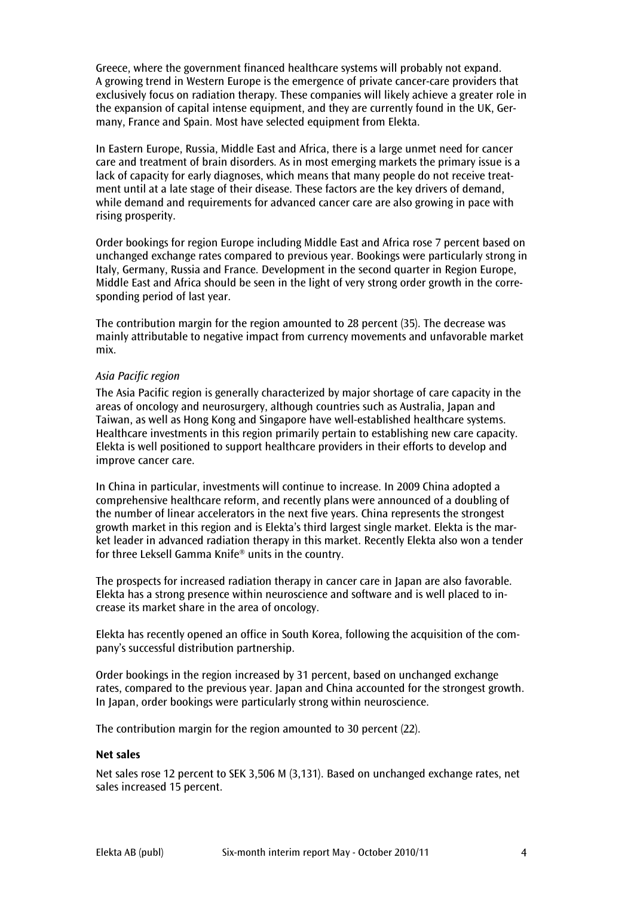Greece, where the government financed healthcare systems will probably not expand. A growing trend in Western Europe is the emergence of private cancer-care providers that exclusively focus on radiation therapy. These companies will likely achieve a greater role in the expansion of capital intense equipment, and they are currently found in the UK, Germany, France and Spain. Most have selected equipment from Elekta.

In Eastern Europe, Russia, Middle East and Africa, there is a large unmet need for cancer care and treatment of brain disorders. As in most emerging markets the primary issue is a lack of capacity for early diagnoses, which means that many people do not receive treatment until at a late stage of their disease. These factors are the key drivers of demand, while demand and requirements for advanced cancer care are also growing in pace with rising prosperity.

Order bookings for region Europe including Middle East and Africa rose 7 percent based on unchanged exchange rates compared to previous year. Bookings were particularly strong in Italy, Germany, Russia and France. Development in the second quarter in Region Europe, Middle East and Africa should be seen in the light of very strong order growth in the corresponding period of last year.

The contribution margin for the region amounted to 28 percent (35). The decrease was mainly attributable to negative impact from currency movements and unfavorable market mix.

*Asia Pacific region*

The Asia Pacific region is generally characterized by major shortage of care capacity in the areas of oncology and neurosurgery, although countries such as Australia, Japan and Taiwan, as well as Hong Kong and Singapore have well-established healthcare systems. Healthcare investments in this region primarily pertain to establishing new care capacity. Elekta is well positioned to support healthcare providers in their efforts to develop and improve cancer care.

In China in particular, investments will continue to increase. In 2009 China adopted a comprehensive healthcare reform, and recently plans were announced of a doubling of the number of linear accelerators in the next five years. China represents the strongest growth market in this region and is Elekta's third largest single market. Elekta is the market leader in advanced radiation therapy in this market. Recently Elekta also won a tender for three Leksell Gamma Knife® units in the country.

The prospects for increased radiation therapy in cancer care in Japan are also favorable. Elekta has a strong presence within neuroscience and software and is well placed to increase its market share in the area of oncology.

Elekta has recently opened an office in South Korea, following the acquisition of the company's successful distribution partnership.

Order bookings in the region increased by 31 percent, based on unchanged exchange rates, compared to the previous year. Japan and China accounted for the strongest growth. In Japan, order bookings were particularly strong within neuroscience.

The contribution margin for the region amounted to 30 percent (22).

**Net sales**

Net sales rose 12 percent to SEK 3,506 M (3,131). Based on unchanged exchange rates, net sales increased 15 percent.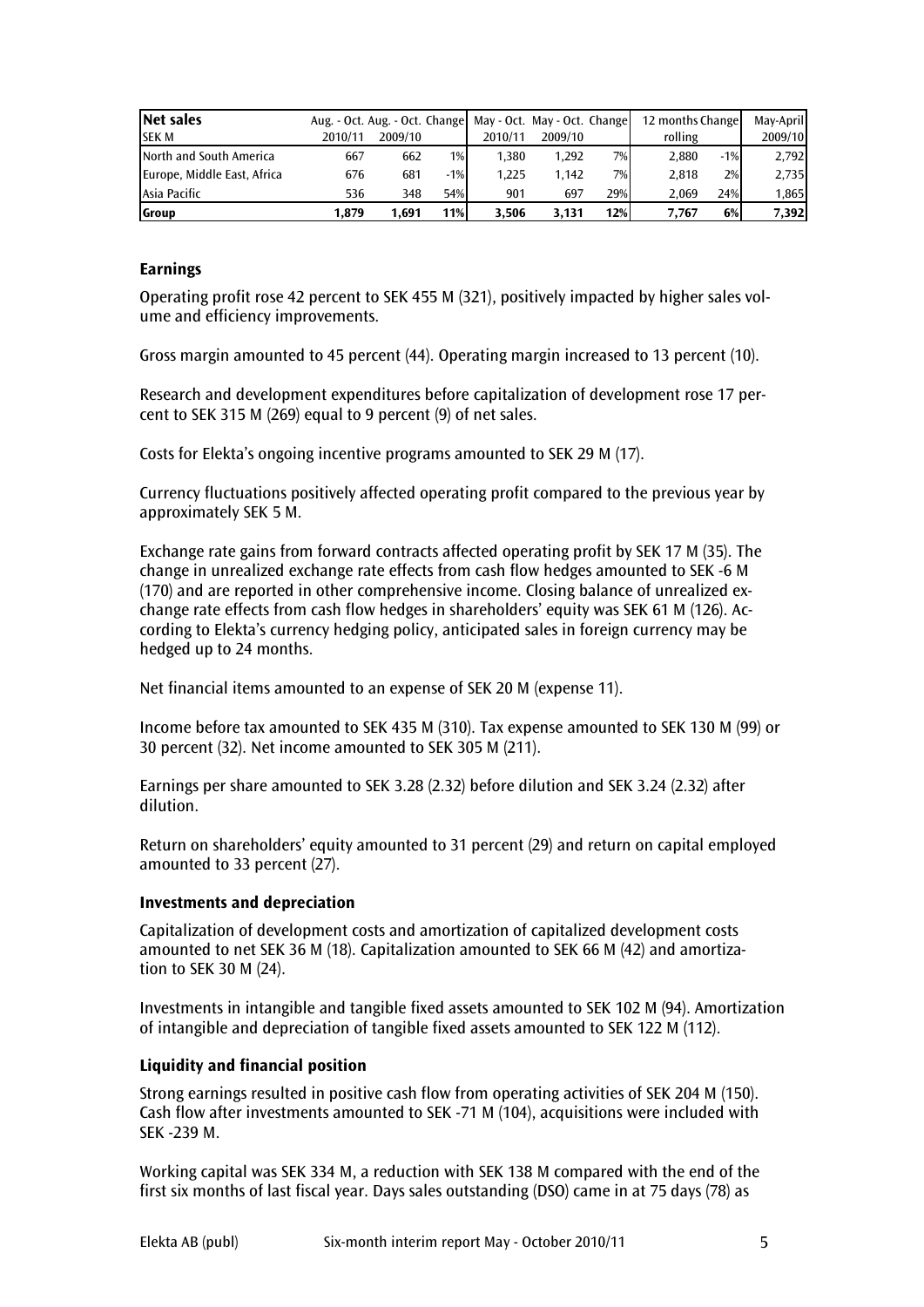| Net sales | Aug. - Oct. | Aug. - Oct. | Change | May - Oct. | May - Oct. | Change | 12 months | Change | May-April |
|---|---|---|---|---|---|---|---|---|---|
| SEK M | 2010/11 | 2009/10 | | 2010/11 | 2009/10 | | rolling | | 2009/10 |
| North and South America | 667 | 662 | 1% | 1,380 | 1,292 | 7% | 2,880 | -1% | 2,792 |
| Europe, Middle East, Africa | 676 | 681 | -1% | 1,225 | 1,142 | 7% | 2,818 | 2% | 2,735 |
| Asia Pacific | 536 | 348 | 54% | 901 | 697 | 29% | 2,069 | 24% | 1,865 |
| **Group** | **1,879** | **1,691** | **11%** | **3,506** | **3,131** | **12%** | **7,767** | **6%** | **7,392** |

### Earnings

Operating profit rose 42 percent to SEK 455 M (321), positively impacted by higher sales volume and efficiency improvements.

Gross margin amounted to 45 percent (44). Operating margin increased to 13 percent (10).

Research and development expenditures before capitalization of development rose 17 percent to SEK 315 M (269) equal to 9 percent (9) of net sales.

Costs for Elekta's ongoing incentive programs amounted to SEK 29 M (17).

Currency fluctuations positively affected operating profit compared to the previous year by approximately SEK 5 M.

Exchange rate gains from forward contracts affected operating profit by SEK 17 M (35). The change in unrealized exchange rate effects from cash flow hedges amounted to SEK -6 M (170) and are reported in other comprehensive income. Closing balance of unrealized exchange rate effects from cash flow hedges in shareholders' equity was SEK 61 M (126). According to Elekta's currency hedging policy, anticipated sales in foreign currency may be hedged up to 24 months.

Net financial items amounted to an expense of SEK 20 M (expense 11).

Income before tax amounted to SEK 435 M (310). Tax expense amounted to SEK 130 M (99) or 30 percent (32). Net income amounted to SEK 305 M (211).

Earnings per share amounted to SEK 3.28 (2.32) before dilution and SEK 3.24 (2.32) after dilution.

Return on shareholders' equity amounted to 31 percent (29) and return on capital employed amounted to 33 percent (27).

### Investments and depreciation

Capitalization of development costs and amortization of capitalized development costs amounted to net SEK 36 M (18). Capitalization amounted to SEK 66 M (42) and amortization to SEK 30 M (24).

Investments in intangible and tangible fixed assets amounted to SEK 102 M (94). Amortization of intangible and depreciation of tangible fixed assets amounted to SEK 122 M (112).

### Liquidity and financial position

Strong earnings resulted in positive cash flow from operating activities of SEK 204 M (150). Cash flow after investments amounted to SEK -71 M (104), acquisitions were included with SEK -239 M.

Working capital was SEK 334 M, a reduction with SEK 138 M compared with the end of the first six months of last fiscal year. Days sales outstanding (DSO) came in at 75 days (78) as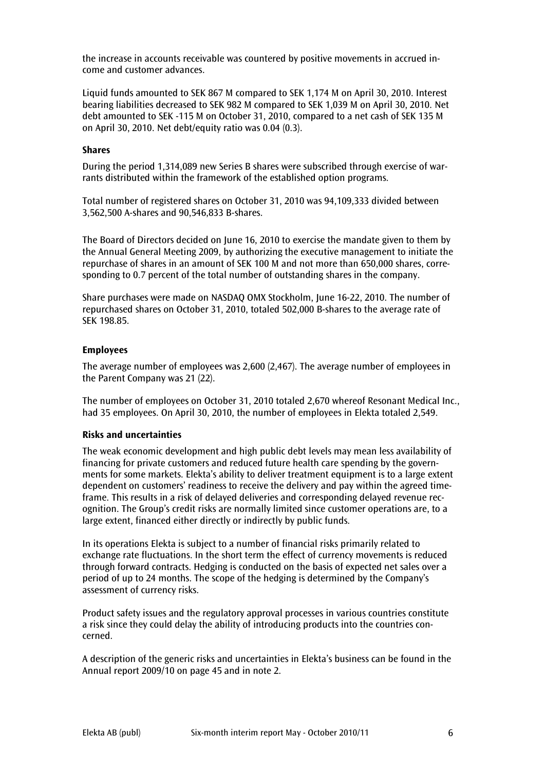the increase in accounts receivable was countered by positive movements in accrued income and customer advances.

Liquid funds amounted to SEK 867 M compared to SEK 1,174 M on April 30, 2010. Interest bearing liabilities decreased to SEK 982 M compared to SEK 1,039 M on April 30, 2010. Net debt amounted to SEK -115 M on October 31, 2010, compared to a net cash of SEK 135 M on April 30, 2010. Net debt/equity ratio was 0.04 (0.3).

**Shares**

During the period 1,314,089 new Series B shares were subscribed through exercise of warrants distributed within the framework of the established option programs.

Total number of registered shares on October 31, 2010 was 94,109,333 divided between 3,562,500 A-shares and 90,546,833 B-shares.

The Board of Directors decided on June 16, 2010 to exercise the mandate given to them by the Annual General Meeting 2009, by authorizing the executive management to initiate the repurchase of shares in an amount of SEK 100 M and not more than 650,000 shares, corresponding to 0.7 percent of the total number of outstanding shares in the company.

Share purchases were made on NASDAQ OMX Stockholm, June 16-22, 2010. The number of repurchased shares on October 31, 2010, totaled 502,000 B-shares to the average rate of SEK 198.85.

**Employees**

The average number of employees was 2,600 (2,467). The average number of employees in the Parent Company was 21 (22).

The number of employees on October 31, 2010 totaled 2,670 whereof Resonant Medical Inc., had 35 employees. On April 30, 2010, the number of employees in Elekta totaled 2,549.

**Risks and uncertainties**

The weak economic development and high public debt levels may mean less availability of financing for private customers and reduced future health care spending by the governments for some markets. Elekta's ability to deliver treatment equipment is to a large extent dependent on customers' readiness to receive the delivery and pay within the agreed timeframe. This results in a risk of delayed deliveries and corresponding delayed revenue recognition. The Group's credit risks are normally limited since customer operations are, to a large extent, financed either directly or indirectly by public funds.

In its operations Elekta is subject to a number of financial risks primarily related to exchange rate fluctuations. In the short term the effect of currency movements is reduced through forward contracts. Hedging is conducted on the basis of expected net sales over a period of up to 24 months. The scope of the hedging is determined by the Company's assessment of currency risks.

Product safety issues and the regulatory approval processes in various countries constitute a risk since they could delay the ability of introducing products into the countries concerned.

A description of the generic risks and uncertainties in Elekta's business can be found in the Annual report 2009/10 on page 45 and in note 2.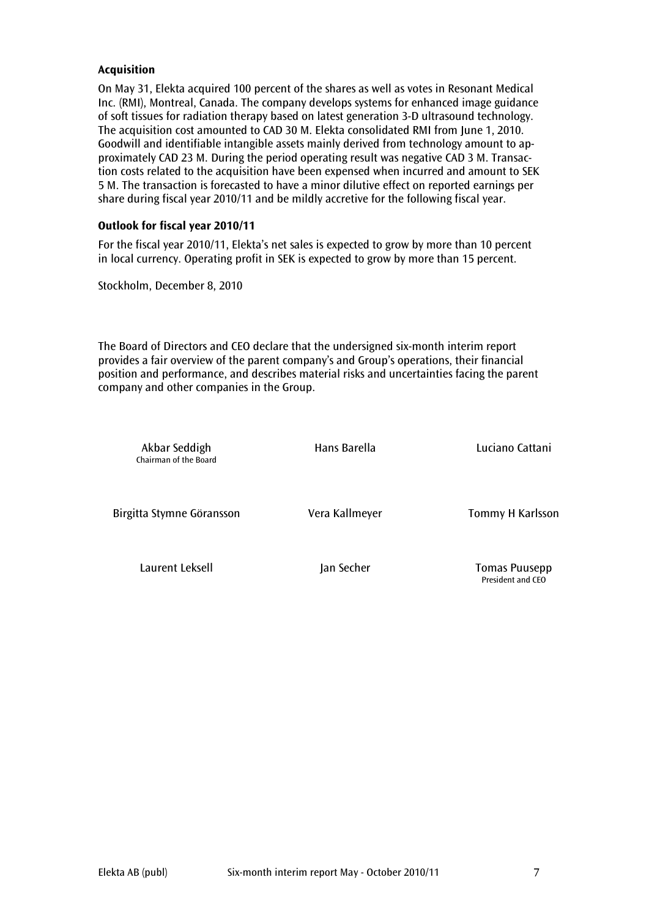**Acquisition**

On May 31, Elekta acquired 100 percent of the shares as well as votes in Resonant Medical Inc. (RMI), Montreal, Canada. The company develops systems for enhanced image guidance of soft tissues for radiation therapy based on latest generation 3-D ultrasound technology. The acquisition cost amounted to CAD 30 M. Elekta consolidated RMI from June 1, 2010. Goodwill and identifiable intangible assets mainly derived from technology amount to approximately CAD 23 M. During the period operating result was negative CAD 3 M. Transaction costs related to the acquisition have been expensed when incurred and amount to SEK 5 M. The transaction is forecasted to have a minor dilutive effect on reported earnings per share during fiscal year 2010/11 and be mildly accretive for the following fiscal year.

**Outlook for fiscal year 2010/11**

For the fiscal year 2010/11, Elekta's net sales is expected to grow by more than 10 percent in local currency. Operating profit in SEK is expected to grow by more than 15 percent.

Stockholm, December 8, 2010

The Board of Directors and CEO declare that the undersigned six-month interim report provides a fair overview of the parent company's and Group's operations, their financial position and performance, and describes material risks and uncertainties facing the parent company and other companies in the Group.

Akbar Seddigh
Chairman of the Board

Hans Barella

Luciano Cattani

Birgitta Stymne Göransson

Vera Kallmeyer

Tommy H Karlsson

Laurent Leksell

Jan Secher

Tomas Puusepp
President and CEO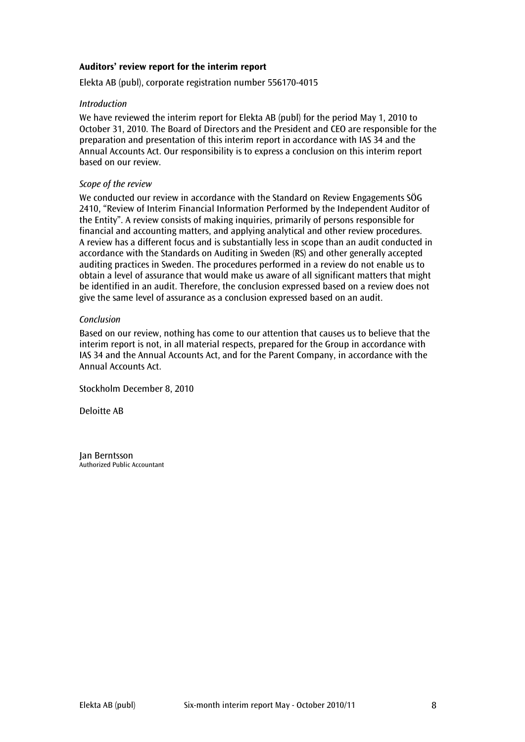**Auditors' review report for the interim report**

Elekta AB (publ), corporate registration number 556170-4015

*Introduction*

We have reviewed the interim report for Elekta AB (publ) for the period May 1, 2010 to October 31, 2010. The Board of Directors and the President and CEO are responsible for the preparation and presentation of this interim report in accordance with IAS 34 and the Annual Accounts Act. Our responsibility is to express a conclusion on this interim report based on our review.

*Scope of the review*

We conducted our review in accordance with the Standard on Review Engagements SÖG 2410, "Review of Interim Financial Information Performed by the Independent Auditor of the Entity". A review consists of making inquiries, primarily of persons responsible for financial and accounting matters, and applying analytical and other review procedures. A review has a different focus and is substantially less in scope than an audit conducted in accordance with the Standards on Auditing in Sweden (RS) and other generally accepted auditing practices in Sweden. The procedures performed in a review do not enable us to obtain a level of assurance that would make us aware of all significant matters that might be identified in an audit. Therefore, the conclusion expressed based on a review does not give the same level of assurance as a conclusion expressed based on an audit.

*Conclusion*

Based on our review, nothing has come to our attention that causes us to believe that the interim report is not, in all material respects, prepared for the Group in accordance with IAS 34 and the Annual Accounts Act, and for the Parent Company, in accordance with the Annual Accounts Act.

Stockholm December 8, 2010

Deloitte AB

Jan Berntsson
Authorized Public Accountant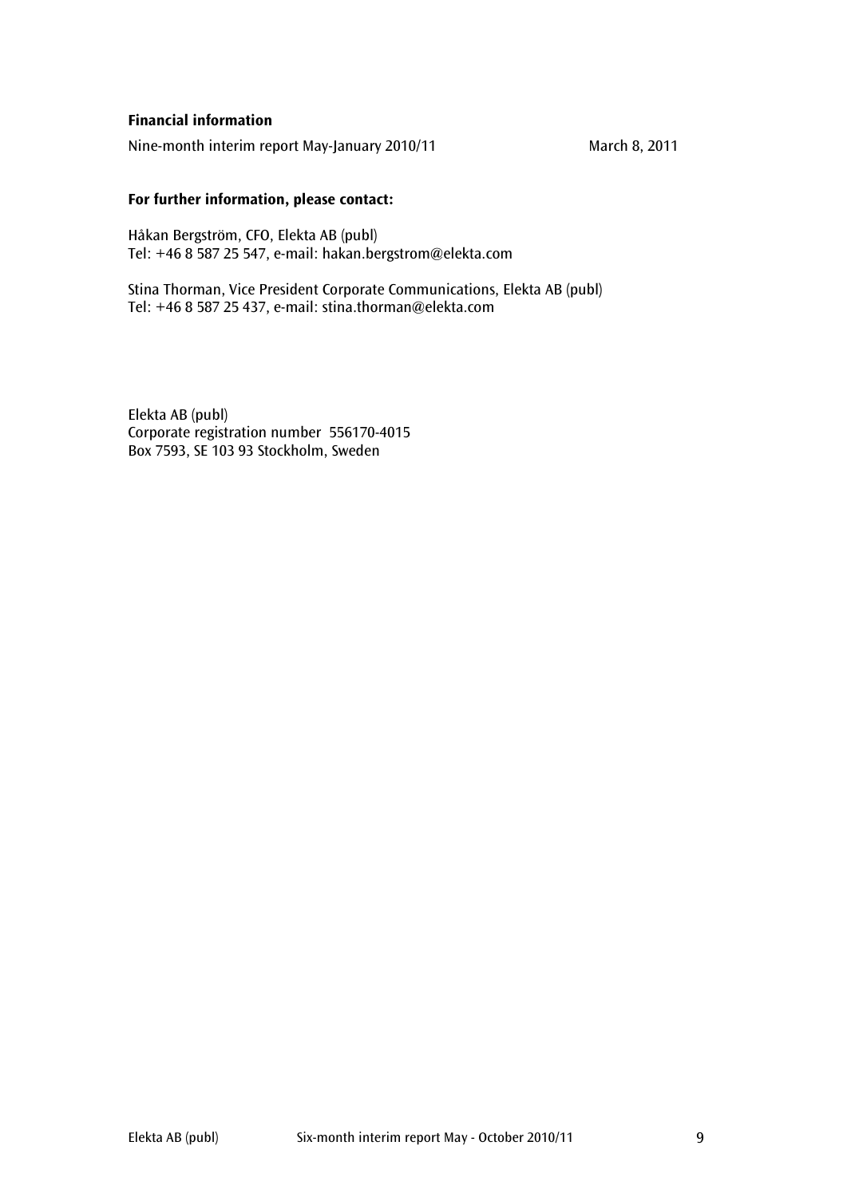**Financial information**

Nine-month interim report May-January 2010/11 March 8, 2011

**For further information, please contact:**

Håkan Bergström, CFO, Elekta AB (publ)
Tel: +46 8 587 25 547, e-mail: hakan.bergstrom@elekta.com

Stina Thorman, Vice President Corporate Communications, Elekta AB (publ)
Tel: +46 8 587 25 437, e-mail: stina.thorman@elekta.com

Elekta AB (publ)
Corporate registration number 556170-4015
Box 7593, SE 103 93 Stockholm, Sweden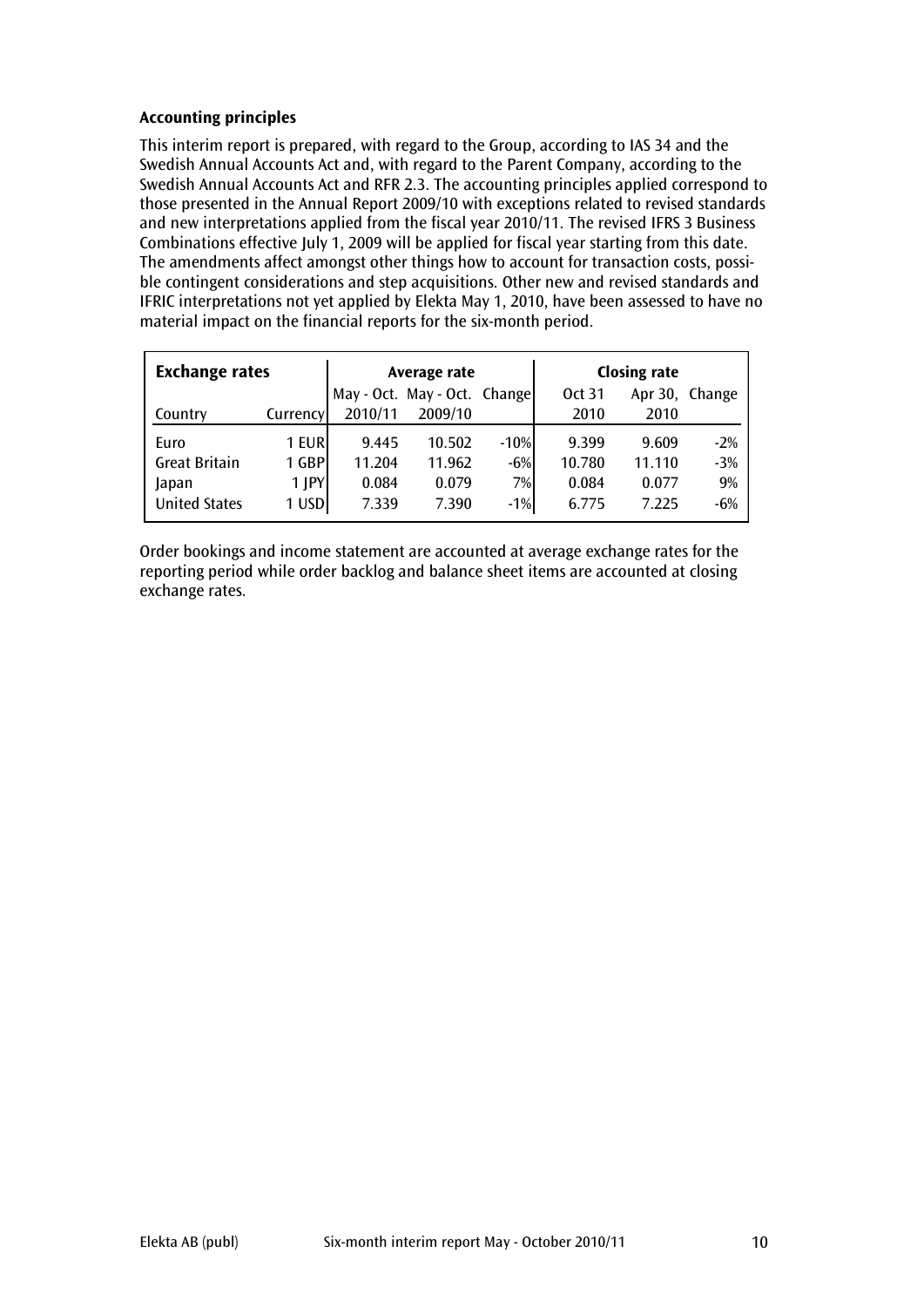**Accounting principles**

This interim report is prepared, with regard to the Group, according to IAS 34 and the Swedish Annual Accounts Act and, with regard to the Parent Company, according to the Swedish Annual Accounts Act and RFR 2.3. The accounting principles applied correspond to those presented in the Annual Report 2009/10 with exceptions related to revised standards and new interpretations applied from the fiscal year 2010/11. The revised IFRS 3 Business Combinations effective July 1, 2009 will be applied for fiscal year starting from this date. The amendments affect amongst other things how to account for transaction costs, possible contingent considerations and step acquisitions. Other new and revised standards and IFRIC interpretations not yet applied by Elekta May 1, 2010, have been assessed to have no material impact on the financial reports for the six-month period.

| **Exchange rates** | | **Average rate** | | | **Closing rate** | | |
|---|---|---|---|---|---|---|---|
| Country | Currency | May - Oct. 2010/11 | May - Oct. 2009/10 | Change | Oct 31 2010 | Apr 30, 2010 | Change |
| Euro | 1 EUR | 9.445 | 10.502 | -10% | 9.399 | 9.609 | -2% |
| Great Britain | 1 GBP | 11.204 | 11.962 | -6% | 10.780 | 11.110 | -3% |
| Japan | 1 JPY | 0.084 | 0.079 | 7% | 0.084 | 0.077 | 9% |
| United States | 1 USD | 7.339 | 7.390 | -1% | 6.775 | 7.225 | -6% |

Order bookings and income statement are accounted at average exchange rates for the reporting period while order backlog and balance sheet items are accounted at closing exchange rates.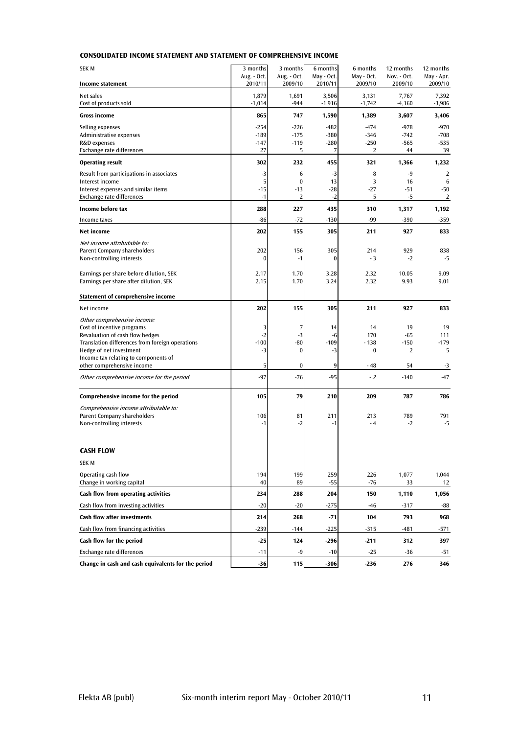## CONSOLIDATED INCOME STATEMENT AND STATEMENT OF COMPREHENSIVE INCOME

| SEK M | 3 months Aug. - Oct. 2010/11 | 3 months Aug. - Oct. 2009/10 | 6 months May - Oct. 2010/11 | 6 months May - Oct. 2009/10 | 12 months Nov. - Oct. 2009/10 | 12 months May - Apr. 2009/10 |
|---|---|---|---|---|---|---|
| **Income statement** | | | | | | |
| Net sales | 1,879 | 1,691 | 3,506 | 3,131 | 7,767 | 7,392 |
| Cost of products sold | -1,014 | -944 | -1,916 | -1,742 | -4,160 | -3,986 |
| **Gross income** | **865** | **747** | **1,590** | **1,389** | **3,607** | **3,406** |
| Selling expenses | -254 | -226 | -482 | -474 | -978 | -970 |
| Administrative expenses | -189 | -175 | -380 | -346 | -742 | -708 |
| R&D expenses | -147 | -119 | -280 | -250 | -565 | -535 |
| Exchange rate differences | 27 | 5 | 7 | 2 | 44 | 39 |
| **Operating result** | **302** | **232** | **455** | **321** | **1,366** | **1,232** |
| Result from participations in associates | -3 | 6 | -3 | 8 | -9 | 2 |
| Interest income | 5 | 0 | 13 | 3 | 16 | 6 |
| Interest expenses and similar items | -15 | -13 | -28 | -27 | -51 | -50 |
| Exchange rate differences | -1 | 2 | -2 | 5 | -5 | 2 |
| **Income before tax** | **288** | **227** | **435** | **310** | **1,317** | **1,192** |
| Income taxes | -86 | -72 | -130 | -99 | -390 | -359 |
| **Net income** | **202** | **155** | **305** | **211** | **927** | **833** |
| *Net income attributable to:* | | | | | | |
| Parent Company shareholders | 202 | 156 | 305 | 214 | 929 | 838 |
| Non-controlling interests | 0 | -1 | 0 | - 3 | -2 | -5 |
| Earnings per share before dilution, SEK | 2.17 | 1.70 | 3.28 | 2.32 | 10.05 | 9.09 |
| Earnings per share after dilution, SEK | 2.15 | 1.70 | 3.24 | 2.32 | 9.93 | 9.01 |
| **Statement of comprehensive income** | | | | | | |
| Net income | **202** | **155** | **305** | **211** | **927** | **833** |
| *Other comprehensive income:* | | | | | | |
| Cost of incentive programs | 3 | 7 | 14 | 14 | 19 | 19 |
| Revaluation of cash flow hedges | -2 | -3 | -6 | 170 | -65 | 111 |
| Translation differences from foreign operations | -100 | -80 | -109 | - 138 | -150 | -179 |
| Hedge of net investment | -3 | 0 | -3 | 0 | 2 | 5 |
| Income tax relating to components of other comprehensive income | 5 | 0 | 9 | - 48 | 54 | -3 |
| *Other comprehensive income for the period* | -97 | -76 | -95 | *- 2* | -140 | -47 |
| **Comprehensive income for the period** | **105** | **79** | **210** | **209** | **787** | **786** |
| *Comprehensive income attributable to:* | | | | | | |
| Parent Company shareholders | 106 | 81 | 211 | 213 | 789 | 791 |
| Non-controlling interests | -1 | -2 | -1 | - 4 | -2 | -5 |

## CASH FLOW

| SEK M | 3 months Aug. - Oct. 2010/11 | 3 months Aug. - Oct. 2009/10 | 6 months May - Oct. 2010/11 | 6 months May - Oct. 2009/10 | 12 months Nov. - Oct. 2009/10 | 12 months May - Apr. 2009/10 |
|---|---|---|---|---|---|---|
| Operating cash flow | 194 | 199 | 259 | 226 | 1,077 | 1,044 |
| Change in working capital | 40 | 89 | -55 | -76 | 33 | 12 |
| **Cash flow from operating activities** | **234** | **288** | **204** | **150** | **1,110** | **1,056** |
| Cash flow from investing activities | -20 | -20 | -275 | -46 | -317 | -88 |
| **Cash flow after investments** | **214** | **268** | **-71** | **104** | **793** | **968** |
| Cash flow from financing activities | -239 | -144 | -225 | -315 | -481 | -571 |
| **Cash flow for the period** | **-25** | **124** | **-296** | **-211** | **312** | **397** |
| Exchange rate differences | -11 | -9 | -10 | -25 | -36 | -51 |
| **Change in cash and cash equivalents for the period** | **-36** | **115** | **-306** | **-236** | **276** | **346** |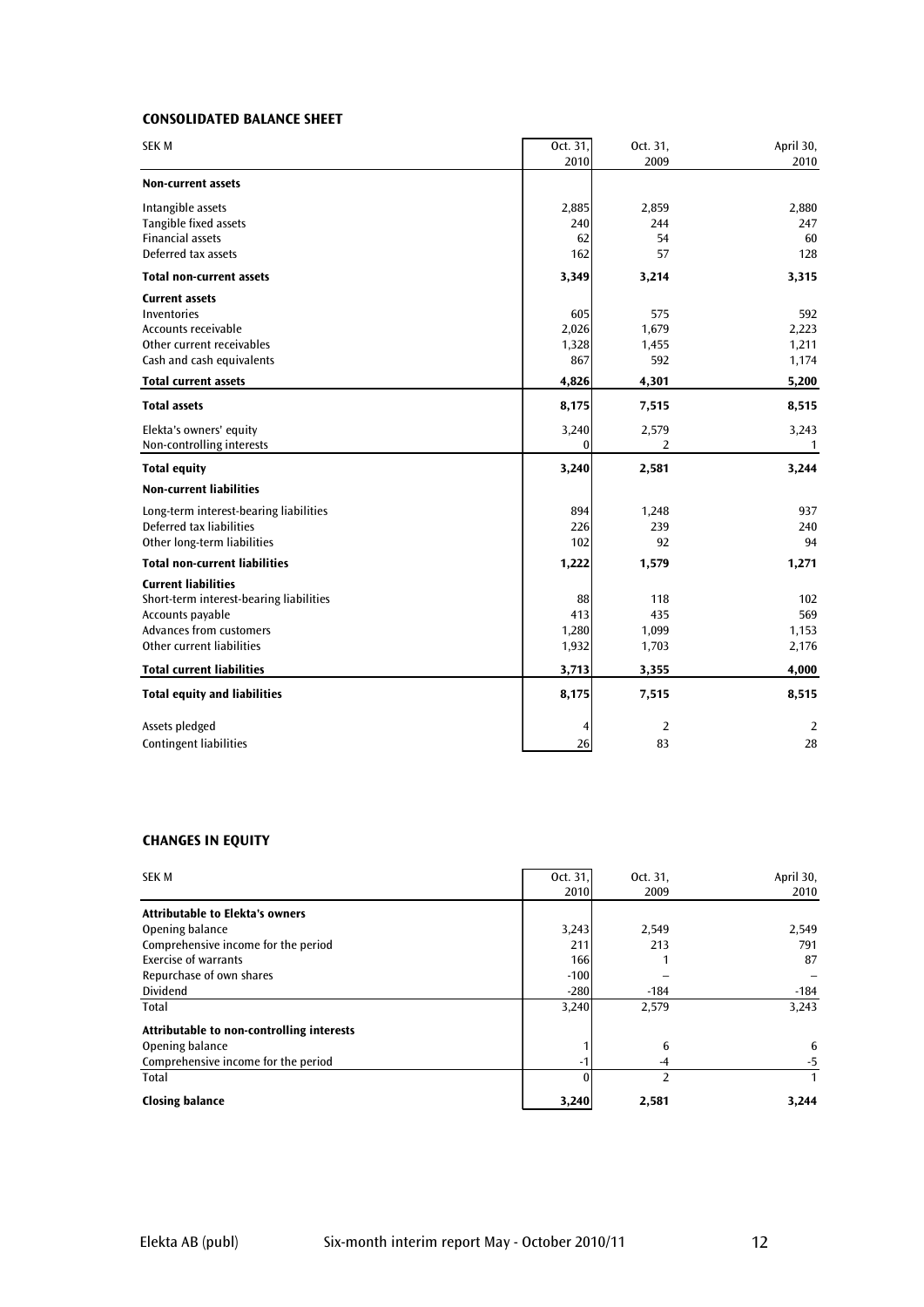## CONSOLIDATED BALANCE SHEET

| SEK M | Oct. 31, 2010 | Oct. 31, 2009 | April 30, 2010 |
|---|---|---|---|
| **Non-current assets** | | | |
| Intangible assets | 2,885 | 2,859 | 2,880 |
| Tangible fixed assets | 240 | 244 | 247 |
| Financial assets | 62 | 54 | 60 |
| Deferred tax assets | 162 | 57 | 128 |
| **Total non-current assets** | **3,349** | **3,214** | **3,315** |
| **Current assets** | | | |
| Inventories | 605 | 575 | 592 |
| Accounts receivable | 2,026 | 1,679 | 2,223 |
| Other current receivables | 1,328 | 1,455 | 1,211 |
| Cash and cash equivalents | 867 | 592 | 1,174 |
| **Total current assets** | **4,826** | **4,301** | **5,200** |
| **Total assets** | **8,175** | **7,515** | **8,515** |
| Elekta's owners' equity | 3,240 | 2,579 | 3,243 |
| Non-controlling interests | 0 | 2 | 1 |
| **Total equity** | **3,240** | **2,581** | **3,244** |
| **Non-current liabilities** | | | |
| Long-term interest-bearing liabilities | 894 | 1,248 | 937 |
| Deferred tax liabilities | 226 | 239 | 240 |
| Other long-term liabilities | 102 | 92 | 94 |
| **Total non-current liabilities** | **1,222** | **1,579** | **1,271** |
| **Current liabilities** | | | |
| Short-term interest-bearing liabilities | 88 | 118 | 102 |
| Accounts payable | 413 | 435 | 569 |
| Advances from customers | 1,280 | 1,099 | 1,153 |
| Other current liabilities | 1,932 | 1,703 | 2,176 |
| **Total current liabilities** | **3,713** | **3,355** | **4,000** |
| **Total equity and liabilities** | **8,175** | **7,515** | **8,515** |
| Assets pledged | 4 | 2 | 2 |
| Contingent liabilities | 26 | 83 | 28 |

## CHANGES IN EQUITY

| SEK M | Oct. 31, 2010 | Oct. 31, 2009 | April 30, 2010 |
|---|---|---|---|
| **Attributable to Elekta's owners** | | | |
| Opening balance | 3,243 | 2,549 | 2,549 |
| Comprehensive income for the period | 211 | 213 | 791 |
| Exercise of warrants | 166 | 1 | 87 |
| Repurchase of own shares | -100 | – | – |
| Dividend | -280 | -184 | -184 |
| Total | 3,240 | 2,579 | 3,243 |
| **Attributable to non-controlling interests** | | | |
| Opening balance | 1 | 6 | 6 |
| Comprehensive income for the period | -1 | -4 | -5 |
| Total | 0 | 2 | 1 |
| **Closing balance** | **3,240** | **2,581** | **3,244** |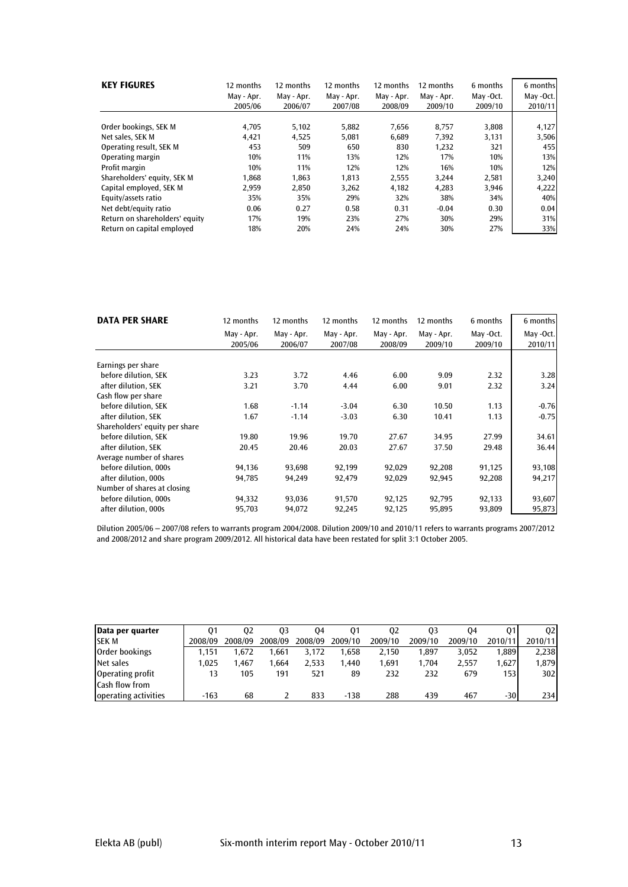| KEY FIGURES | 12 months May - Apr. 2005/06 | 12 months May - Apr. 2006/07 | 12 months May - Apr. 2007/08 | 12 months May - Apr. 2008/09 | 12 months May - Apr. 2009/10 | 6 months May -Oct. 2009/10 | 6 months May -Oct. 2010/11 |
|---|---|---|---|---|---|---|---|
| Order bookings, SEK M | 4,705 | 5,102 | 5,882 | 7,656 | 8,757 | 3,808 | 4,127 |
| Net sales, SEK M | 4,421 | 4,525 | 5,081 | 6,689 | 7,392 | 3,131 | 3,506 |
| Operating result, SEK M | 453 | 509 | 650 | 830 | 1,232 | 321 | 455 |
| Operating margin | 10% | 11% | 13% | 12% | 17% | 10% | 13% |
| Profit margin | 10% | 11% | 12% | 12% | 16% | 10% | 12% |
| Shareholders' equity, SEK M | 1,868 | 1,863 | 1,813 | 2,555 | 3,244 | 2,581 | 3,240 |
| Capital employed, SEK M | 2,959 | 2,850 | 3,262 | 4,182 | 4,283 | 3,946 | 4,222 |
| Equity/assets ratio | 35% | 35% | 29% | 32% | 38% | 34% | 40% |
| Net debt/equity ratio | 0.06 | 0.27 | 0.58 | 0.31 | -0.04 | 0.30 | 0.04 |
| Return on shareholders' equity | 17% | 19% | 23% | 27% | 30% | 29% | 31% |
| Return on capital employed | 18% | 20% | 24% | 24% | 30% | 27% | 33% |

| DATA PER SHARE | 12 months May - Apr. 2005/06 | 12 months May - Apr. 2006/07 | 12 months May - Apr. 2007/08 | 12 months May - Apr. 2008/09 | 12 months May - Apr. 2009/10 | 6 months May -Oct. 2009/10 | 6 months May -Oct. 2010/11 |
|---|---|---|---|---|---|---|---|
| Earnings per share | | | | | | | |
| before dilution, SEK | 3.23 | 3.72 | 4.46 | 6.00 | 9.09 | 2.32 | 3.28 |
| after dilution, SEK | 3.21 | 3.70 | 4.44 | 6.00 | 9.01 | 2.32 | 3.24 |
| Cash flow per share | | | | | | | |
| before dilution, SEK | 1.68 | -1.14 | -3.04 | 6.30 | 10.50 | 1.13 | -0.76 |
| after dilution, SEK | 1.67 | -1.14 | -3.03 | 6.30 | 10.41 | 1.13 | -0.75 |
| Shareholders' equity per share | | | | | | | |
| before dilution, SEK | 19.80 | 19.96 | 19.70 | 27.67 | 34.95 | 27.99 | 34.61 |
| after dilution, SEK | 20.45 | 20.46 | 20.03 | 27.67 | 37.50 | 29.48 | 36.44 |
| Average number of shares | | | | | | | |
| before dilution, 000s | 94,136 | 93,698 | 92,199 | 92,029 | 92,208 | 91,125 | 93,108 |
| after dilution, 000s | 94,785 | 94,249 | 92,479 | 92,029 | 92,945 | 92,208 | 94,217 |
| Number of shares at closing | | | | | | | |
| before dilution, 000s | 94,332 | 93,036 | 91,570 | 92,125 | 92,795 | 92,133 | 93,607 |
| after dilution, 000s | 95,703 | 94,072 | 92,245 | 92,125 | 95,895 | 93,809 | 95,873 |

Dilution 2005/06 – 2007/08 refers to warrants program 2004/2008. Dilution 2009/10 and 2010/11 refers to warrants programs 2007/2012 and 2008/2012 and share program 2009/2012. All historical data have been restated for split 3:1 October 2005.

| Data per quarter SEK M | Q1 2008/09 | Q2 2008/09 | Q3 2008/09 | Q4 2008/09 | Q1 2009/10 | Q2 2009/10 | Q3 2009/10 | Q4 2009/10 | Q1 2010/11 | Q2 2010/11 |
|---|---|---|---|---|---|---|---|---|---|---|
| Order bookings | 1,151 | 1,672 | 1,661 | 3,172 | 1,658 | 2,150 | 1,897 | 3,052 | 1,889 | 2,238 |
| Net sales | 1,025 | 1,467 | 1,664 | 2,533 | 1,440 | 1,691 | 1,704 | 2,557 | 1,627 | 1,879 |
| Operating profit | 13 | 105 | 191 | 521 | 89 | 232 | 232 | 679 | 153 | 302 |
| Cash flow from operating activities | -163 | 68 | 2 | 833 | -138 | 288 | 439 | 467 | -30 | 234 |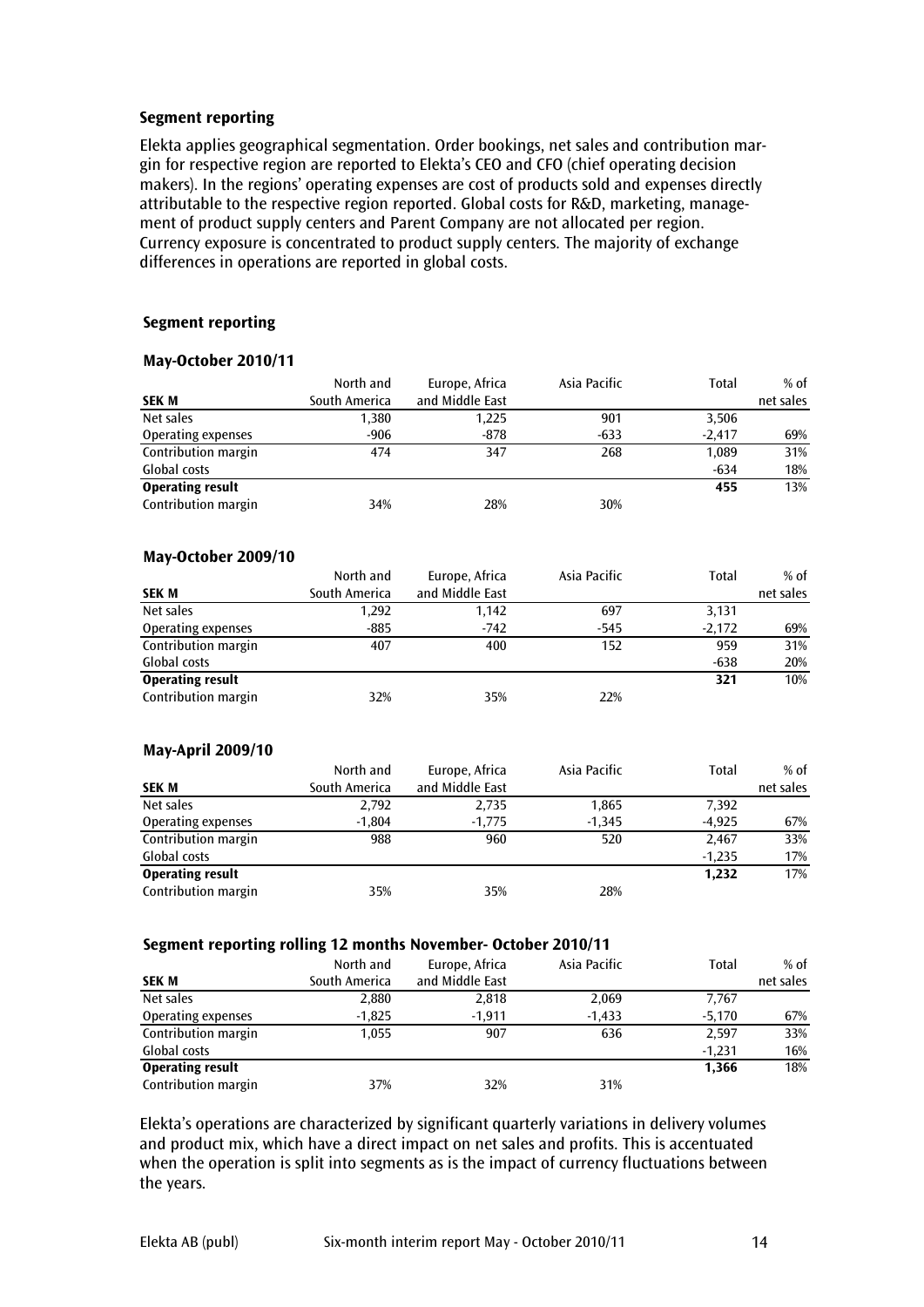## Segment reporting

Elekta applies geographical segmentation. Order bookings, net sales and contribution margin for respective region are reported to Elekta's CEO and CFO (chief operating decision makers). In the regions' operating expenses are cost of products sold and expenses directly attributable to the respective region reported. Global costs for R&D, marketing, management of product supply centers and Parent Company are not allocated per region. Currency exposure is concentrated to product supply centers. The majority of exchange differences in operations are reported in global costs.

### Segment reporting

#### May-October 2010/11

| SEK M | North and South America | Europe, Africa and Middle East | Asia Pacific | Total | % of net sales |
|---|---|---|---|---|---|
| Net sales | 1,380 | 1,225 | 901 | 3,506 | |
| Operating expenses | -906 | -878 | -633 | -2,417 | 69% |
| Contribution margin | 474 | 347 | 268 | 1,089 | 31% |
| Global costs | | | | -634 | 18% |
| **Operating result** | | | | **455** | 13% |
| Contribution margin | 34% | 28% | 30% | | |

#### May-October 2009/10

| SEK M | North and South America | Europe, Africa and Middle East | Asia Pacific | Total | % of net sales |
|---|---|---|---|---|---|
| Net sales | 1,292 | 1,142 | 697 | 3,131 | |
| Operating expenses | -885 | -742 | -545 | -2,172 | 69% |
| Contribution margin | 407 | 400 | 152 | 959 | 31% |
| Global costs | | | | -638 | 20% |
| **Operating result** | | | | **321** | 10% |
| Contribution margin | 32% | 35% | 22% | | |

#### May-April 2009/10

| SEK M | North and South America | Europe, Africa and Middle East | Asia Pacific | Total | % of net sales |
|---|---|---|---|---|---|
| Net sales | 2,792 | 2,735 | 1,865 | 7,392 | |
| Operating expenses | -1,804 | -1,775 | -1,345 | -4,925 | 67% |
| Contribution margin | 988 | 960 | 520 | 2,467 | 33% |
| Global costs | | | | -1,235 | 17% |
| **Operating result** | | | | **1,232** | 17% |
| Contribution margin | 35% | 35% | 28% | | |

#### Segment reporting rolling 12 months November- October 2010/11

| SEK M | North and South America | Europe, Africa and Middle East | Asia Pacific | Total | % of net sales |
|---|---|---|---|---|---|
| Net sales | 2,880 | 2,818 | 2,069 | 7,767 | |
| Operating expenses | -1,825 | -1,911 | -1,433 | -5,170 | 67% |
| Contribution margin | 1,055 | 907 | 636 | 2,597 | 33% |
| Global costs | | | | -1,231 | 16% |
| **Operating result** | | | | **1,366** | 18% |
| Contribution margin | 37% | 32% | 31% | | |

Elekta's operations are characterized by significant quarterly variations in delivery volumes and product mix, which have a direct impact on net sales and profits. This is accentuated when the operation is split into segments as is the impact of currency fluctuations between the years.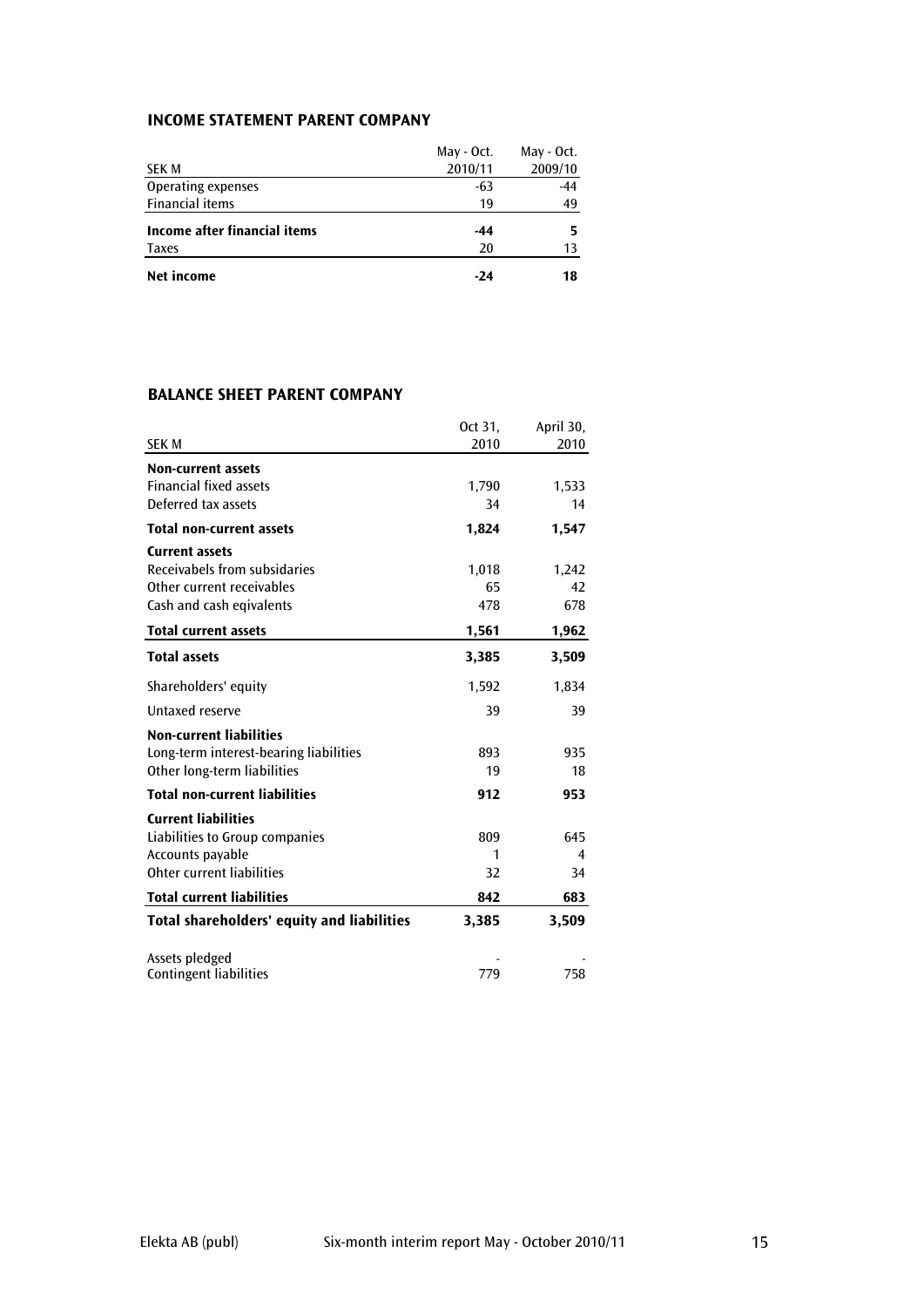### INCOME STATEMENT PARENT COMPANY

| SEK M | May - Oct. 2010/11 | May - Oct. 2009/10 |
|---|---|---|
| Operating expenses | -63 | -44 |
| Financial items | 19 | 49 |
| **Income after financial items** | **-44** | **5** |
| Taxes | 20 | 13 |
| **Net income** | **-24** | **18** |

### BALANCE SHEET PARENT COMPANY

| SEK M | Oct 31, 2010 | April 30, 2010 |
|---|---|---|
| **Non-current assets** | | |
| Financial fixed assets | 1,790 | 1,533 |
| Deferred tax assets | 34 | 14 |
| **Total non-current assets** | **1,824** | **1,547** |
| **Current assets** | | |
| Receivabels from subsidaries | 1,018 | 1,242 |
| Other current receivables | 65 | 42 |
| Cash and cash eqivalents | 478 | 678 |
| **Total current assets** | **1,561** | **1,962** |
| **Total assets** | **3,385** | **3,509** |
| Shareholders' equity | 1,592 | 1,834 |
| Untaxed reserve | 39 | 39 |
| **Non-current liabilities** | | |
| Long-term interest-bearing liabilities | 893 | 935 |
| Other long-term liabilities | 19 | 18 |
| **Total non-current liabilities** | **912** | **953** |
| **Current liabilities** | | |
| Liabilities to Group companies | 809 | 645 |
| Accounts payable | 1 | 4 |
| Ohter current liabilities | 32 | 34 |
| **Total current liabilities** | **842** | **683** |
| **Total shareholders' equity and liabilities** | **3,385** | **3,509** |
| Assets pledged | - | - |
| Contingent liabilities | 779 | 758 |